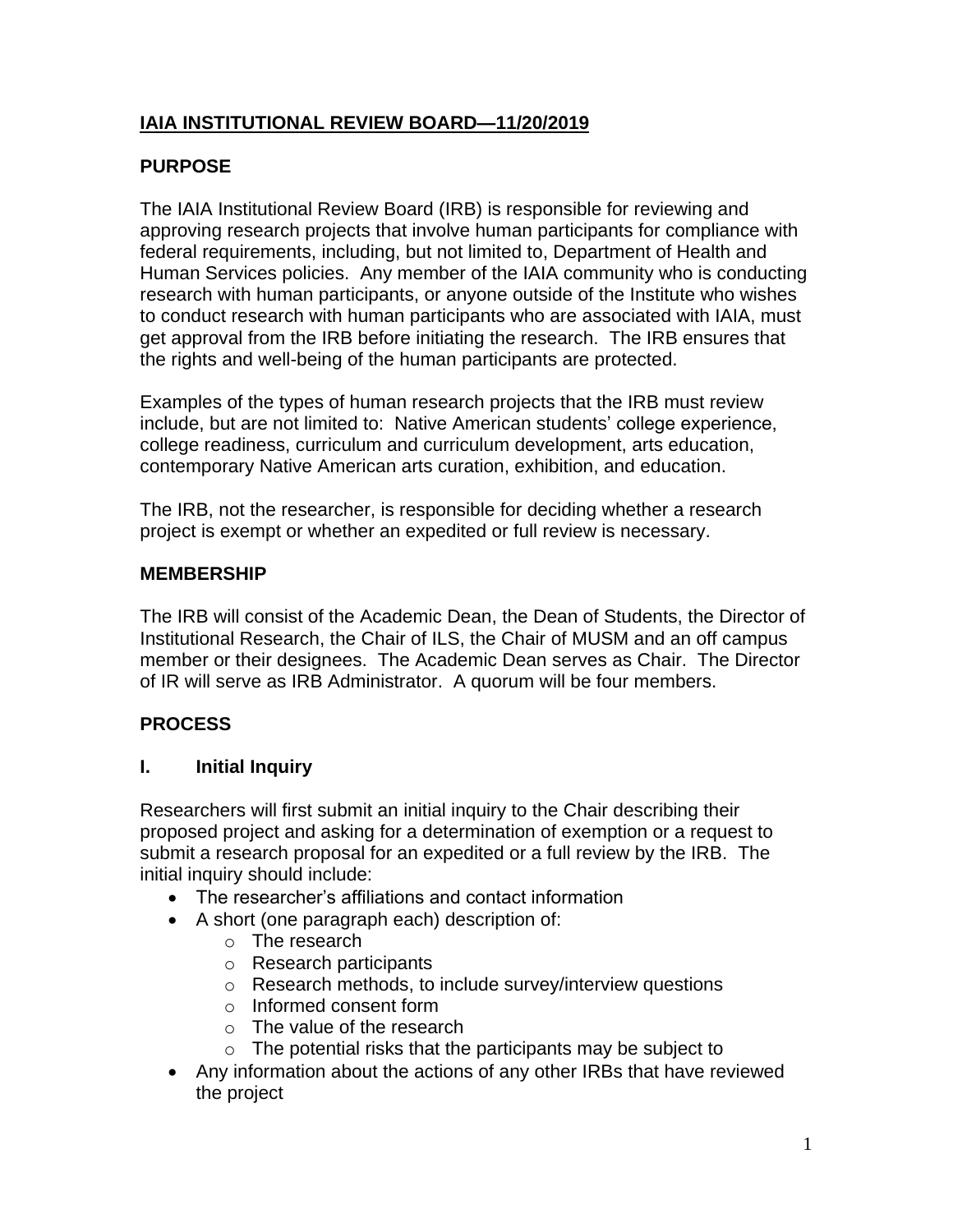# IAIA INSTITUTIONAL REVIEW BOARD—11/20/2019

## PURPOSE

The IAIA Institutional Review Board (IRB) is responsible for reviewing and approving research projects that involve human participants for compliance with federal requirements, including, but not limited to, Department of Health and Human Services policies. Any member of the IAIA community who is conducting research with human participants, or anyone outside of the Institute who wishes to conduct research with human participants who are associated with IAIA, must get approval from the IRB before initiating the research. The IRB ensures that the rights and well-being of the human participants are protected.

Examples of the types of human research projects that the IRB must review include, but are not limited to: Native American students' college experience, college readiness, curriculum and curriculum development, arts education, contemporary Native American arts curation, exhibition, and education.

The IRB, not the researcher, is responsible for deciding whether a research project is exempt or whether an expedited or full review is necessary.

## MEMBERSHIP

The IRB will consist of the Academic Dean, the Dean of Students, the Director of Institutional Research, the Chair of ILS, the Chair of MUSM and an off campus member or their designees. The Academic Dean serves as Chair. The Director of IR will serve as IRB Administrator. A quorum will be four members.

## PROCESS

### I. Initial Inquiry

Researchers will first submit an initial inquiry to the Chair describing their proposed project and asking for a determination of exemption or a request to submit a research proposal for an expedited or a full review by the IRB. The initial inquiry should include:

- The researcher's affiliations and contact information
- A short (one paragraph each) description of:
  - The research
  - Research participants
  - Research methods, to include survey/interview questions
  - Informed consent form
  - The value of the research
  - The potential risks that the participants may be subject to
- Any information about the actions of any other IRBs that have reviewed the project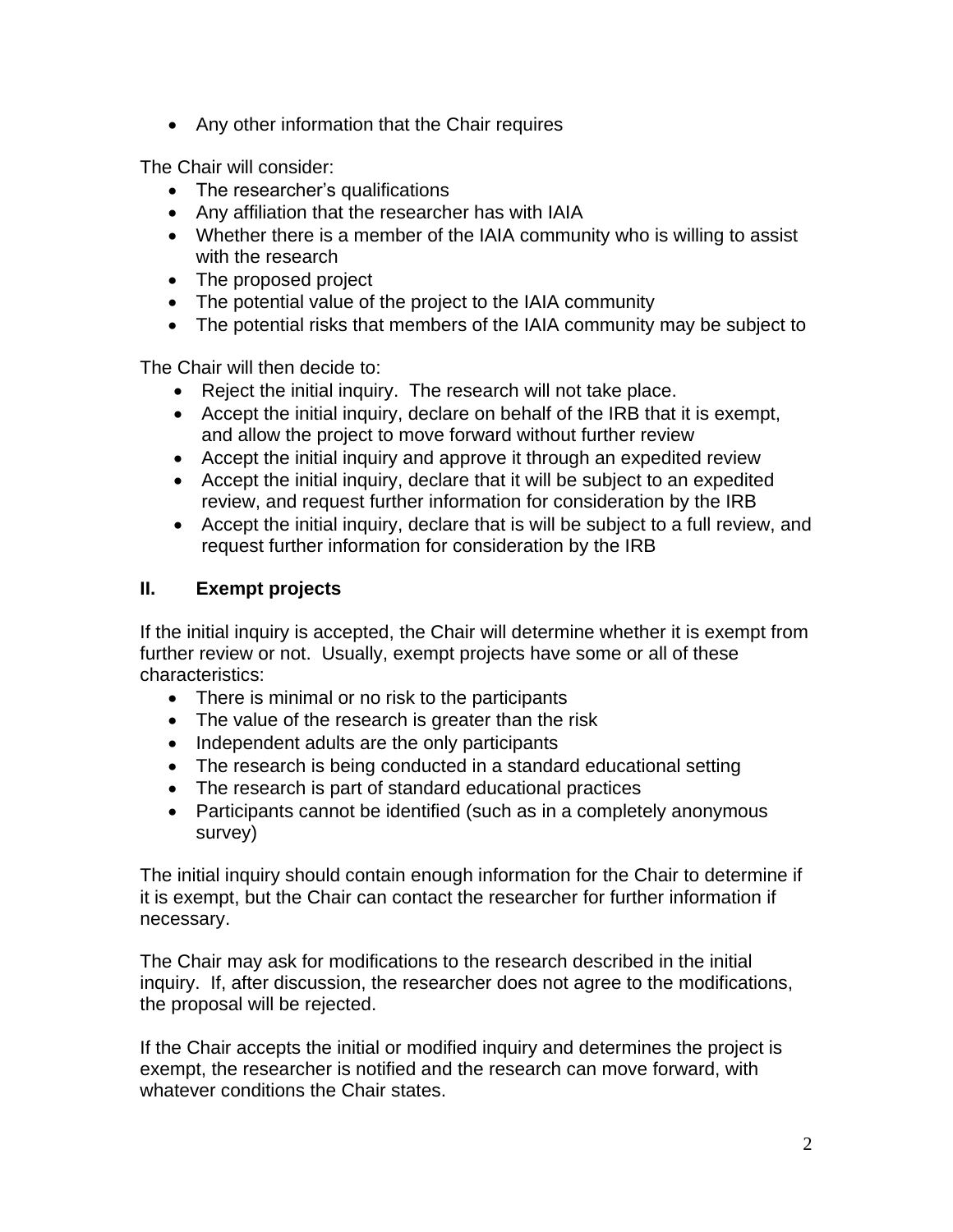- Any other information that the Chair requires

The Chair will consider:

- The researcher's qualifications
- Any affiliation that the researcher has with IAIA
- Whether there is a member of the IAIA community who is willing to assist with the research
- The proposed project
- The potential value of the project to the IAIA community
- The potential risks that members of the IAIA community may be subject to

The Chair will then decide to:

- Reject the initial inquiry. The research will not take place.
- Accept the initial inquiry, declare on behalf of the IRB that it is exempt, and allow the project to move forward without further review
- Accept the initial inquiry and approve it through an expedited review
- Accept the initial inquiry, declare that it will be subject to an expedited review, and request further information for consideration by the IRB
- Accept the initial inquiry, declare that is will be subject to a full review, and request further information for consideration by the IRB

## II. Exempt projects

If the initial inquiry is accepted, the Chair will determine whether it is exempt from further review or not. Usually, exempt projects have some or all of these characteristics:

- There is minimal or no risk to the participants
- The value of the research is greater than the risk
- Independent adults are the only participants
- The research is being conducted in a standard educational setting
- The research is part of standard educational practices
- Participants cannot be identified (such as in a completely anonymous survey)

The initial inquiry should contain enough information for the Chair to determine if it is exempt, but the Chair can contact the researcher for further information if necessary.

The Chair may ask for modifications to the research described in the initial inquiry. If, after discussion, the researcher does not agree to the modifications, the proposal will be rejected.

If the Chair accepts the initial or modified inquiry and determines the project is exempt, the researcher is notified and the research can move forward, with whatever conditions the Chair states.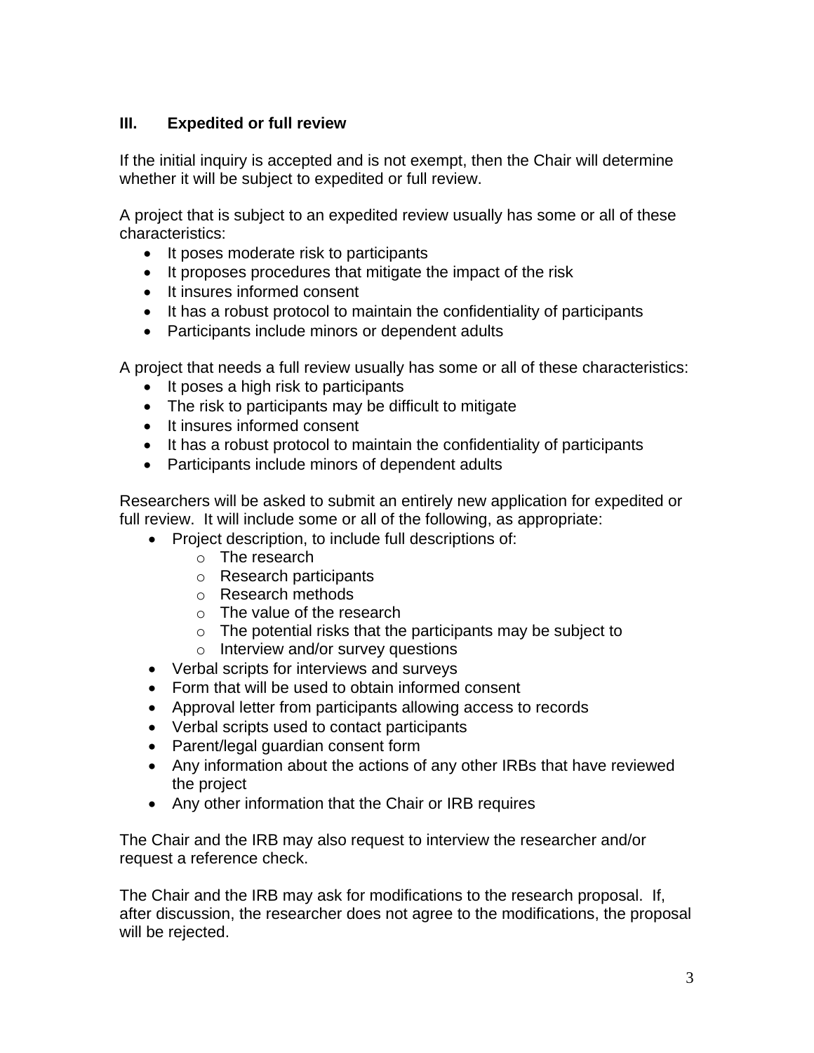## III. Expedited or full review

If the initial inquiry is accepted and is not exempt, then the Chair will determine whether it will be subject to expedited or full review.

A project that is subject to an expedited review usually has some or all of these characteristics:

- It poses moderate risk to participants
- It proposes procedures that mitigate the impact of the risk
- It insures informed consent
- It has a robust protocol to maintain the confidentiality of participants
- Participants include minors or dependent adults

A project that needs a full review usually has some or all of these characteristics:

- It poses a high risk to participants
- The risk to participants may be difficult to mitigate
- It insures informed consent
- It has a robust protocol to maintain the confidentiality of participants
- Participants include minors of dependent adults

Researchers will be asked to submit an entirely new application for expedited or full review. It will include some or all of the following, as appropriate:

- Project description, to include full descriptions of:
  - The research
  - Research participants
  - Research methods
  - The value of the research
  - The potential risks that the participants may be subject to
  - Interview and/or survey questions
- Verbal scripts for interviews and surveys
- Form that will be used to obtain informed consent
- Approval letter from participants allowing access to records
- Verbal scripts used to contact participants
- Parent/legal guardian consent form
- Any information about the actions of any other IRBs that have reviewed the project
- Any other information that the Chair or IRB requires

The Chair and the IRB may also request to interview the researcher and/or request a reference check.

The Chair and the IRB may ask for modifications to the research proposal. If, after discussion, the researcher does not agree to the modifications, the proposal will be rejected.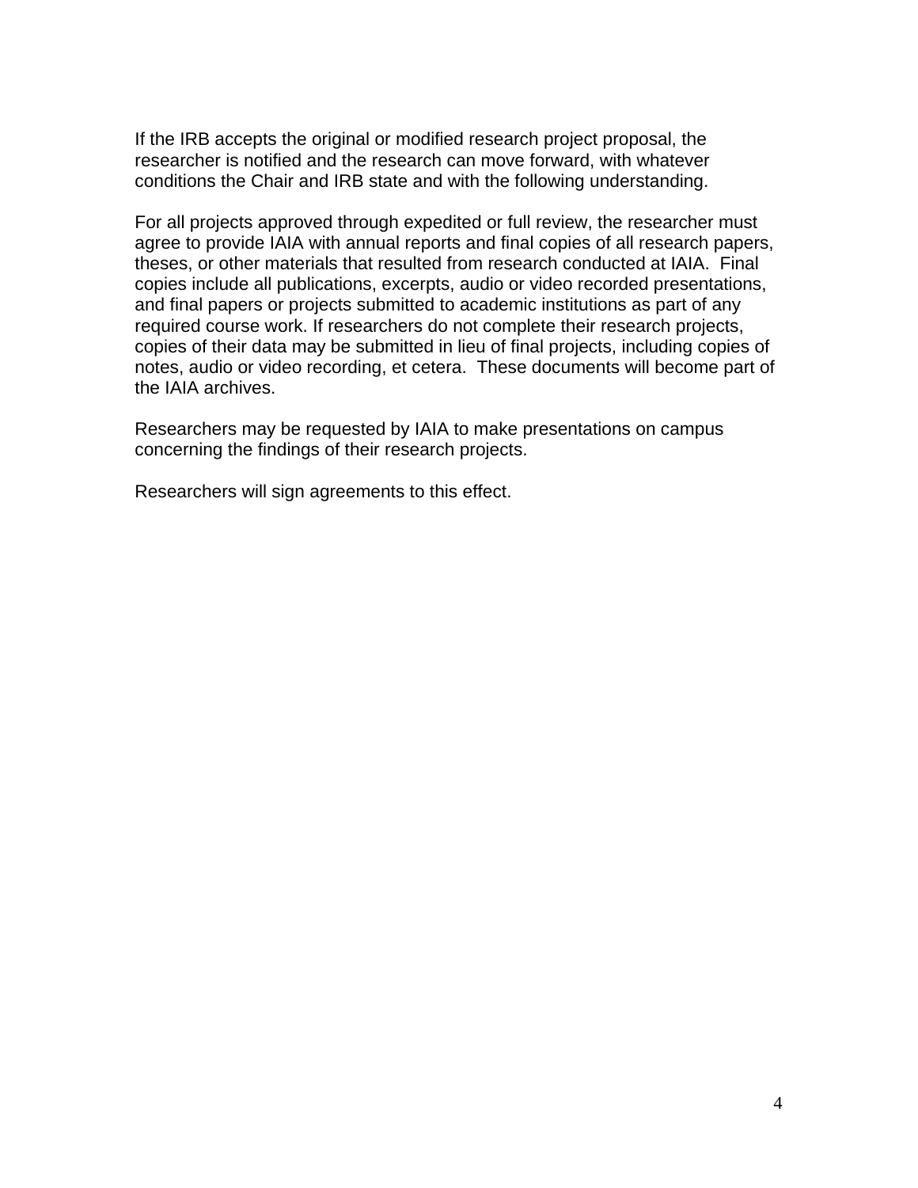If the IRB accepts the original or modified research project proposal, the researcher is notified and the research can move forward, with whatever conditions the Chair and IRB state and with the following understanding.

For all projects approved through expedited or full review, the researcher must agree to provide IAIA with annual reports and final copies of all research papers, theses, or other materials that resulted from research conducted at IAIA. Final copies include all publications, excerpts, audio or video recorded presentations, and final papers or projects submitted to academic institutions as part of any required course work. If researchers do not complete their research projects, copies of their data may be submitted in lieu of final projects, including copies of notes, audio or video recording, et cetera. These documents will become part of the IAIA archives.

Researchers may be requested by IAIA to make presentations on campus concerning the findings of their research projects.

Researchers will sign agreements to this effect.